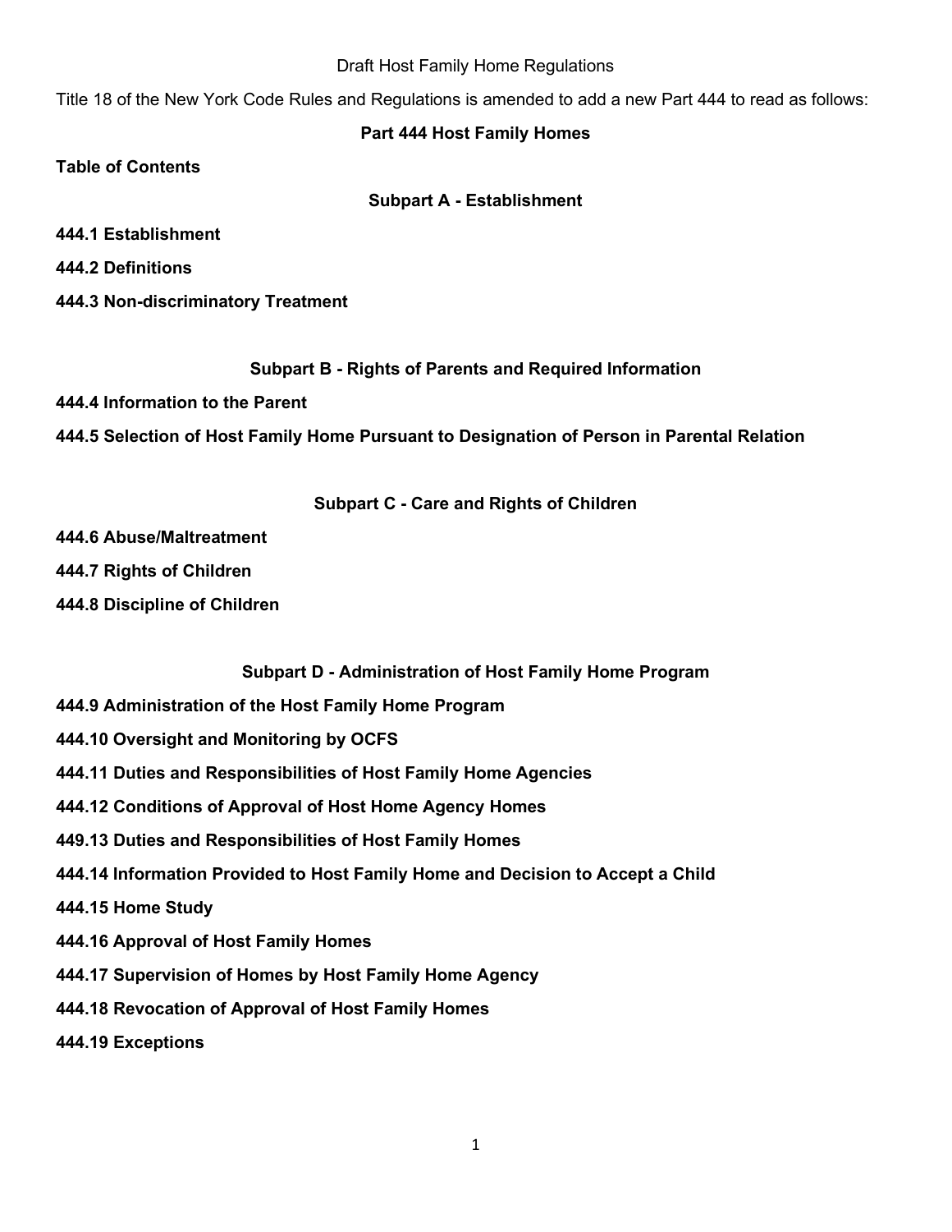Draft Host Family Home Regulations

Title 18 of the New York Code Rules and Regulations is amended to add a new Part 444 to read as follows:

# Part 444 Host Family Homes

**Table of Contents**

## Subpart A - Establishment

**444.1 Establishment**

**444.2 Definitions**

**444.3 Non-discriminatory Treatment**

## Subpart B - Rights of Parents and Required Information

**444.4 Information to the Parent**

**444.5 Selection of Host Family Home Pursuant to Designation of Person in Parental Relation**

## Subpart C - Care and Rights of Children

**444.6 Abuse/Maltreatment**

**444.7 Rights of Children**

**444.8 Discipline of Children**

## Subpart D - Administration of Host Family Home Program

**444.9 Administration of the Host Family Home Program**

**444.10 Oversight and Monitoring by OCFS**

**444.11 Duties and Responsibilities of Host Family Home Agencies**

**444.12 Conditions of Approval of Host Home Agency Homes**

**449.13 Duties and Responsibilities of Host Family Homes**

**444.14 Information Provided to Host Family Home and Decision to Accept a Child**

**444.15 Home Study**

**444.16 Approval of Host Family Homes**

**444.17 Supervision of Homes by Host Family Home Agency**

**444.18 Revocation of Approval of Host Family Homes**

**444.19 Exceptions**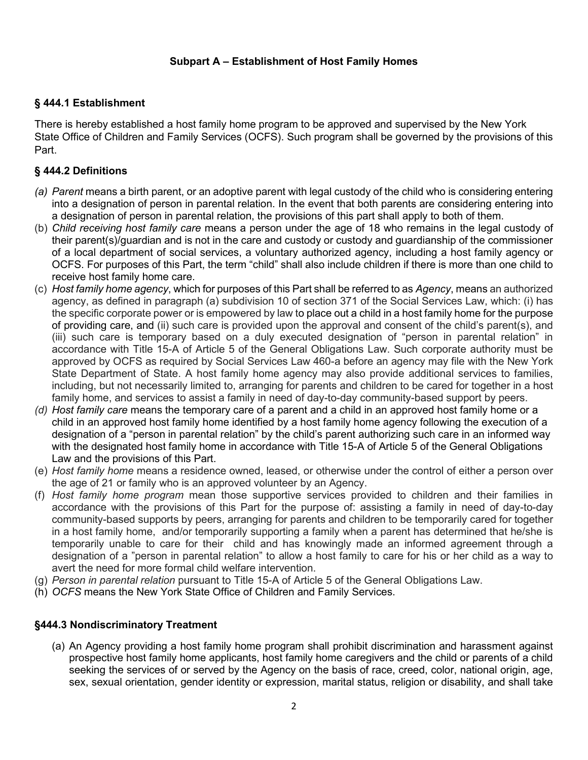### Subpart A – Establishment of Host Family Homes

### § 444.1 Establishment

There is hereby established a host family home program to be approved and supervised by the New York State Office of Children and Family Services (OCFS). Such program shall be governed by the provisions of this Part.

### § 444.2 Definitions

- *(a) Parent* means a birth parent, or an adoptive parent with legal custody of the child who is considering entering into a designation of person in parental relation. In the event that both parents are considering entering into a designation of person in parental relation, the provisions of this part shall apply to both of them.
- (b) *Child receiving host family care* means a person under the age of 18 who remains in the legal custody of their parent(s)/guardian and is not in the care and custody or custody and guardianship of the commissioner of a local department of social services, a voluntary authorized agency, including a host family agency or OCFS. For purposes of this Part, the term "child" shall also include children if there is more than one child to receive host family home care.
- (c) *Host family home agency*, which for purposes of this Part shall be referred to as *Agency*, means an authorized agency, as defined in paragraph (a) subdivision 10 of section 371 of the Social Services Law, which: (i) has the specific corporate power or is empowered by law to place out a child in a host family home for the purpose of providing care, and (ii) such care is provided upon the approval and consent of the child's parent(s), and (iii) such care is temporary based on a duly executed designation of "person in parental relation" in accordance with Title 15-A of Article 5 of the General Obligations Law. Such corporate authority must be approved by OCFS as required by Social Services Law 460-a before an agency may file with the New York State Department of State. A host family home agency may also provide additional services to families, including, but not necessarily limited to, arranging for parents and children to be cared for together in a host family home, and services to assist a family in need of day-to-day community-based support by peers.
- *(d) Host family care* means the temporary care of a parent and a child in an approved host family home or a child in an approved host family home identified by a host family home agency following the execution of a designation of a "person in parental relation" by the child's parent authorizing such care in an informed way with the designated host family home in accordance with Title 15-A of Article 5 of the General Obligations Law and the provisions of this Part.
- (e) *Host family home* means a residence owned, leased, or otherwise under the control of either a person over the age of 21 or family who is an approved volunteer by an Agency.
- (f) *Host family home program* mean those supportive services provided to children and their families in accordance with the provisions of this Part for the purpose of: assisting a family in need of day-to-day community-based supports by peers, arranging for parents and children to be temporarily cared for together in a host family home, and/or temporarily supporting a family when a parent has determined that he/she is temporarily unable to care for their child and has knowingly made an informed agreement through a designation of a "person in parental relation" to allow a host family to care for his or her child as a way to avert the need for more formal child welfare intervention.
- (g) *Person in parental relation* pursuant to Title 15-A of Article 5 of the General Obligations Law.
- (h) *OCFS* means the New York State Office of Children and Family Services.

### §444.3 Nondiscriminatory Treatment

(a) An Agency providing a host family home program shall prohibit discrimination and harassment against prospective host family home applicants, host family home caregivers and the child or parents of a child seeking the services of or served by the Agency on the basis of race, creed, color, national origin, age, sex, sexual orientation, gender identity or expression, marital status, religion or disability, and shall take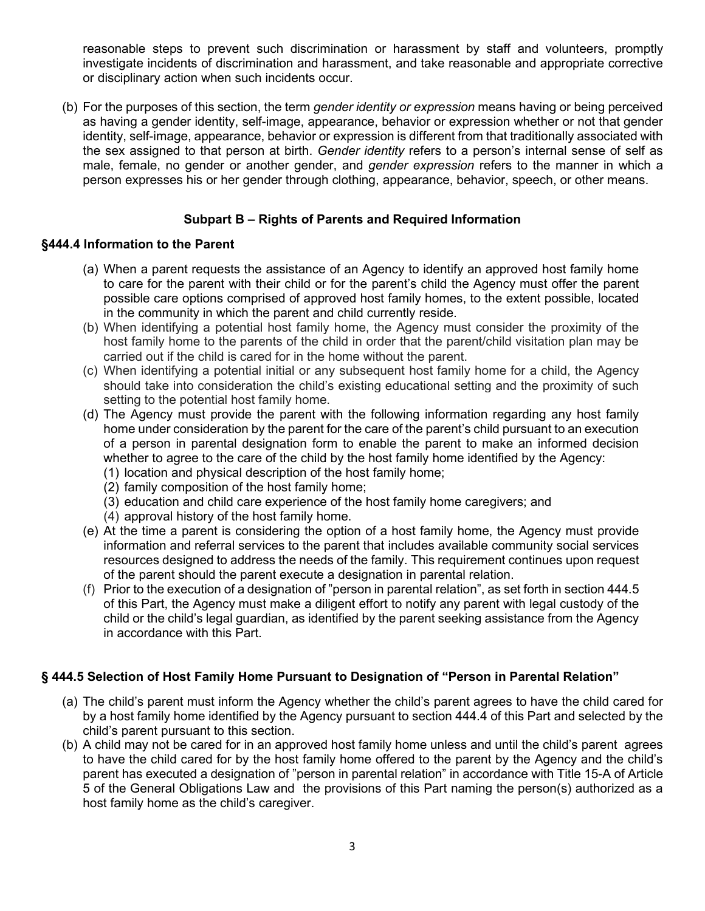reasonable steps to prevent such discrimination or harassment by staff and volunteers, promptly investigate incidents of discrimination and harassment, and take reasonable and appropriate corrective or disciplinary action when such incidents occur.

(b) For the purposes of this section, the term *gender identity or expression* means having or being perceived as having a gender identity, self-image, appearance, behavior or expression whether or not that gender identity, self-image, appearance, behavior or expression is different from that traditionally associated with the sex assigned to that person at birth. *Gender identity* refers to a person's internal sense of self as male, female, no gender or another gender, and *gender expression* refers to the manner in which a person expresses his or her gender through clothing, appearance, behavior, speech, or other means.

### Subpart B – Rights of Parents and Required Information

### §444.4 Information to the Parent

(a) When a parent requests the assistance of an Agency to identify an approved host family home to care for the parent with their child or for the parent's child the Agency must offer the parent possible care options comprised of approved host family homes, to the extent possible, located in the community in which the parent and child currently reside.

(b) When identifying a potential host family home, the Agency must consider the proximity of the host family home to the parents of the child in order that the parent/child visitation plan may be carried out if the child is cared for in the home without the parent.

(c) When identifying a potential initial or any subsequent host family home for a child, the Agency should take into consideration the child's existing educational setting and the proximity of such setting to the potential host family home.

(d) The Agency must provide the parent with the following information regarding any host family home under consideration by the parent for the care of the parent's child pursuant to an execution of a person in parental designation form to enable the parent to make an informed decision whether to agree to the care of the child by the host family home identified by the Agency:
   (1) location and physical description of the host family home;
   (2) family composition of the host family home;
   (3) education and child care experience of the host family home caregivers; and
   (4) approval history of the host family home.

(e) At the time a parent is considering the option of a host family home, the Agency must provide information and referral services to the parent that includes available community social services resources designed to address the needs of the family. This requirement continues upon request of the parent should the parent execute a designation in parental relation.

(f) Prior to the execution of a designation of "person in parental relation", as set forth in section 444.5 of this Part, the Agency must make a diligent effort to notify any parent with legal custody of the child or the child's legal guardian, as identified by the parent seeking assistance from the Agency in accordance with this Part.

### § 444.5 Selection of Host Family Home Pursuant to Designation of "Person in Parental Relation"

(a) The child's parent must inform the Agency whether the child's parent agrees to have the child cared for by a host family home identified by the Agency pursuant to section 444.4 of this Part and selected by the child's parent pursuant to this section.

(b) A child may not be cared for in an approved host family home unless and until the child's parent agrees to have the child cared for by the host family home offered to the parent by the Agency and the child's parent has executed a designation of "person in parental relation" in accordance with Title 15-A of Article 5 of the General Obligations Law and the provisions of this Part naming the person(s) authorized as a host family home as the child's caregiver.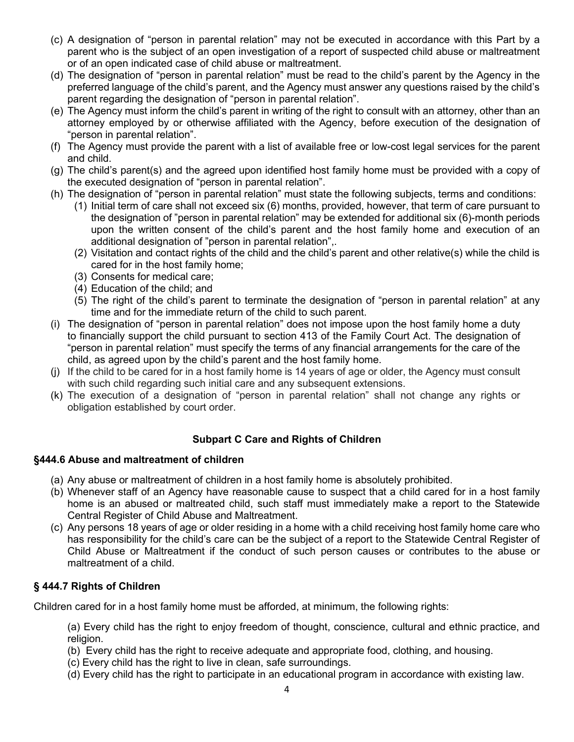(c) A designation of "person in parental relation" may not be executed in accordance with this Part by a parent who is the subject of an open investigation of a report of suspected child abuse or maltreatment or of an open indicated case of child abuse or maltreatment.

(d) The designation of "person in parental relation" must be read to the child's parent by the Agency in the preferred language of the child's parent, and the Agency must answer any questions raised by the child's parent regarding the designation of "person in parental relation".

(e) The Agency must inform the child's parent in writing of the right to consult with an attorney, other than an attorney employed by or otherwise affiliated with the Agency, before execution of the designation of "person in parental relation".

(f) The Agency must provide the parent with a list of available free or low-cost legal services for the parent and child.

(g) The child's parent(s) and the agreed upon identified host family home must be provided with a copy of the executed designation of "person in parental relation".

(h) The designation of "person in parental relation" must state the following subjects, terms and conditions:

(1) Initial term of care shall not exceed six (6) months, provided, however, that term of care pursuant to the designation of "person in parental relation" may be extended for additional six (6)-month periods upon the written consent of the child's parent and the host family home and execution of an additional designation of "person in parental relation",.

(2) Visitation and contact rights of the child and the child's parent and other relative(s) while the child is cared for in the host family home;

(3) Consents for medical care;

(4) Education of the child; and

(5) The right of the child's parent to terminate the designation of "person in parental relation" at any time and for the immediate return of the child to such parent.

(i) The designation of "person in parental relation" does not impose upon the host family home a duty to financially support the child pursuant to section 413 of the Family Court Act. The designation of "person in parental relation" must specify the terms of any financial arrangements for the care of the child, as agreed upon by the child's parent and the host family home.

(j) If the child to be cared for in a host family home is 14 years of age or older, the Agency must consult with such child regarding such initial care and any subsequent extensions.

(k) The execution of a designation of "person in parental relation" shall not change any rights or obligation established by court order.

## Subpart C Care and Rights of Children

### §444.6 Abuse and maltreatment of children

(a) Any abuse or maltreatment of children in a host family home is absolutely prohibited.

(b) Whenever staff of an Agency have reasonable cause to suspect that a child cared for in a host family home is an abused or maltreated child, such staff must immediately make a report to the Statewide Central Register of Child Abuse and Maltreatment.

(c) Any persons 18 years of age or older residing in a home with a child receiving host family home care who has responsibility for the child's care can be the subject of a report to the Statewide Central Register of Child Abuse or Maltreatment if the conduct of such person causes or contributes to the abuse or maltreatment of a child.

### § 444.7 Rights of Children

Children cared for in a host family home must be afforded, at minimum, the following rights:

(a) Every child has the right to enjoy freedom of thought, conscience, cultural and ethnic practice, and religion.

(b) Every child has the right to receive adequate and appropriate food, clothing, and housing.

(c) Every child has the right to live in clean, safe surroundings.

(d) Every child has the right to participate in an educational program in accordance with existing law.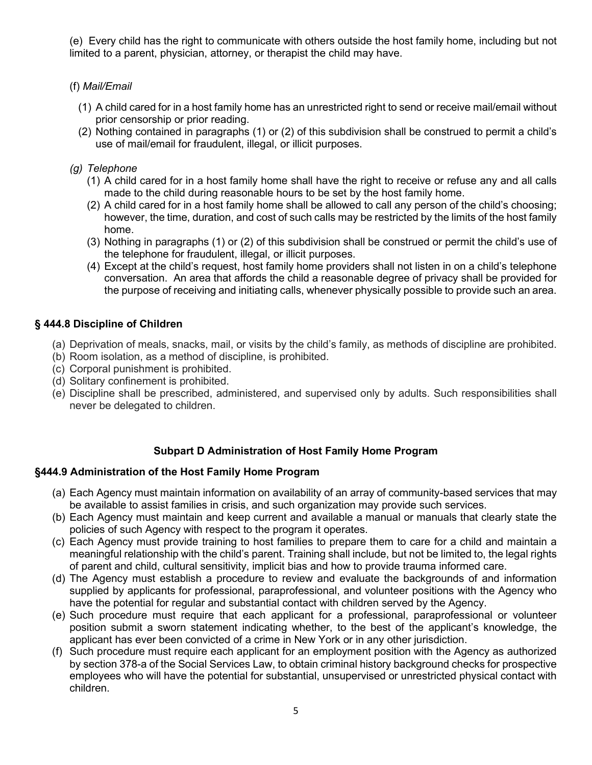(e) Every child has the right to communicate with others outside the host family home, including but not limited to a parent, physician, attorney, or therapist the child may have.

(f) *Mail/Email*

(1) A child cared for in a host family home has an unrestricted right to send or receive mail/email without prior censorship or prior reading.

(2) Nothing contained in paragraphs (1) or (2) of this subdivision shall be construed to permit a child's use of mail/email for fraudulent, illegal, or illicit purposes.

*(g) Telephone*

(1) A child cared for in a host family home shall have the right to receive or refuse any and all calls made to the child during reasonable hours to be set by the host family home.

(2) A child cared for in a host family home shall be allowed to call any person of the child's choosing; however, the time, duration, and cost of such calls may be restricted by the limits of the host family home.

(3) Nothing in paragraphs (1) or (2) of this subdivision shall be construed or permit the child's use of the telephone for fraudulent, illegal, or illicit purposes.

(4) Except at the child's request, host family home providers shall not listen in on a child's telephone conversation. An area that affords the child a reasonable degree of privacy shall be provided for the purpose of receiving and initiating calls, whenever physically possible to provide such an area.

## § 444.8 Discipline of Children

(a) Deprivation of meals, snacks, mail, or visits by the child's family, as methods of discipline are prohibited.

(b) Room isolation, as a method of discipline, is prohibited.

(c) Corporal punishment is prohibited.

(d) Solitary confinement is prohibited.

(e) Discipline shall be prescribed, administered, and supervised only by adults. Such responsibilities shall never be delegated to children.

## Subpart D Administration of Host Family Home Program

## §444.9 Administration of the Host Family Home Program

(a) Each Agency must maintain information on availability of an array of community-based services that may be available to assist families in crisis, and such organization may provide such services.

(b) Each Agency must maintain and keep current and available a manual or manuals that clearly state the policies of such Agency with respect to the program it operates.

(c) Each Agency must provide training to host families to prepare them to care for a child and maintain a meaningful relationship with the child's parent. Training shall include, but not be limited to, the legal rights of parent and child, cultural sensitivity, implicit bias and how to provide trauma informed care.

(d) The Agency must establish a procedure to review and evaluate the backgrounds of and information supplied by applicants for professional, paraprofessional, and volunteer positions with the Agency who have the potential for regular and substantial contact with children served by the Agency.

(e) Such procedure must require that each applicant for a professional, paraprofessional or volunteer position submit a sworn statement indicating whether, to the best of the applicant's knowledge, the applicant has ever been convicted of a crime in New York or in any other jurisdiction.

(f) Such procedure must require each applicant for an employment position with the Agency as authorized by section 378-a of the Social Services Law, to obtain criminal history background checks for prospective employees who will have the potential for substantial, unsupervised or unrestricted physical contact with children.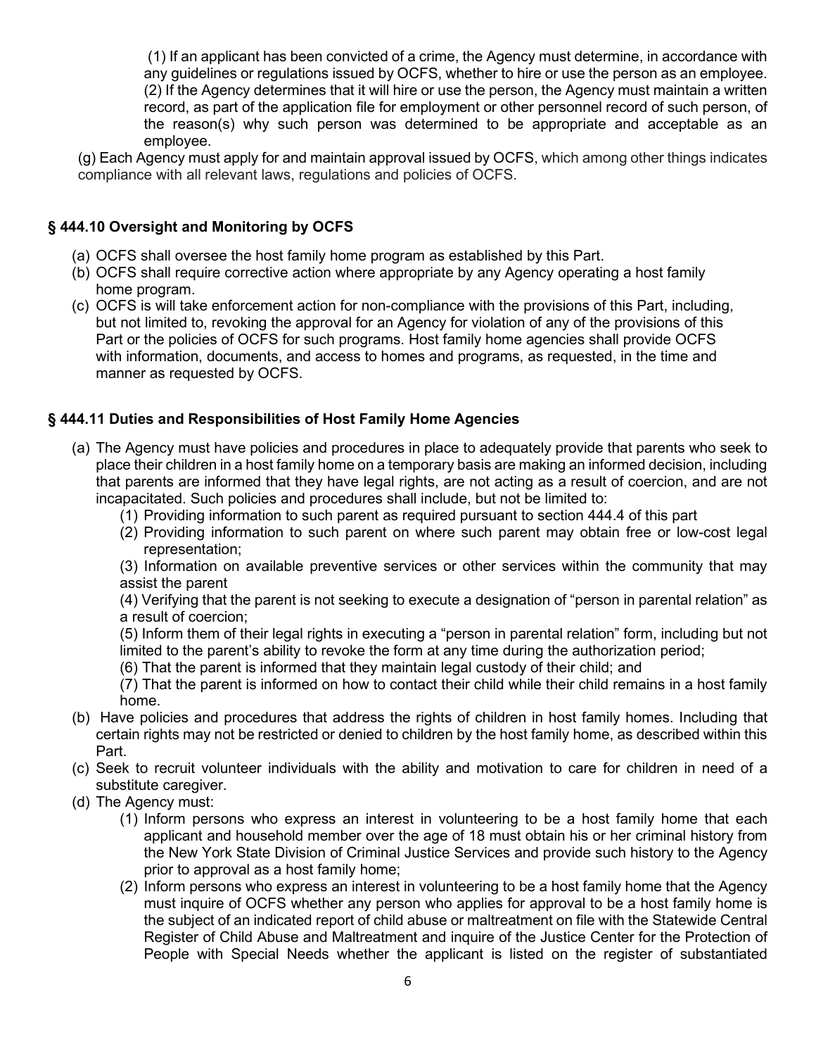(1) If an applicant has been convicted of a crime, the Agency must determine, in accordance with any guidelines or regulations issued by OCFS, whether to hire or use the person as an employee.

(2) If the Agency determines that it will hire or use the person, the Agency must maintain a written record, as part of the application file for employment or other personnel record of such person, of the reason(s) why such person was determined to be appropriate and acceptable as an employee.

(g) Each Agency must apply for and maintain approval issued by OCFS, which among other things indicates compliance with all relevant laws, regulations and policies of OCFS.

### § 444.10 Oversight and Monitoring by OCFS

(a) OCFS shall oversee the host family home program as established by this Part.

(b) OCFS shall require corrective action where appropriate by any Agency operating a host family home program.

(c) OCFS is will take enforcement action for non-compliance with the provisions of this Part, including, but not limited to, revoking the approval for an Agency for violation of any of the provisions of this Part or the policies of OCFS for such programs. Host family home agencies shall provide OCFS with information, documents, and access to homes and programs, as requested, in the time and manner as requested by OCFS.

### § 444.11 Duties and Responsibilities of Host Family Home Agencies

(a) The Agency must have policies and procedures in place to adequately provide that parents who seek to place their children in a host family home on a temporary basis are making an informed decision, including that parents are informed that they have legal rights, are not acting as a result of coercion, and are not incapacitated. Such policies and procedures shall include, but not be limited to:

(1) Providing information to such parent as required pursuant to section 444.4 of this part

(2) Providing information to such parent on where such parent may obtain free or low-cost legal representation;

(3) Information on available preventive services or other services within the community that may assist the parent

(4) Verifying that the parent is not seeking to execute a designation of "person in parental relation" as a result of coercion;

(5) Inform them of their legal rights in executing a "person in parental relation" form, including but not limited to the parent's ability to revoke the form at any time during the authorization period;

(6) That the parent is informed that they maintain legal custody of their child; and

(7) That the parent is informed on how to contact their child while their child remains in a host family home.

(b) Have policies and procedures that address the rights of children in host family homes. Including that certain rights may not be restricted or denied to children by the host family home, as described within this Part.

(c) Seek to recruit volunteer individuals with the ability and motivation to care for children in need of a substitute caregiver.

(d) The Agency must:

(1) Inform persons who express an interest in volunteering to be a host family home that each applicant and household member over the age of 18 must obtain his or her criminal history from the New York State Division of Criminal Justice Services and provide such history to the Agency prior to approval as a host family home;

(2) Inform persons who express an interest in volunteering to be a host family home that the Agency must inquire of OCFS whether any person who applies for approval to be a host family home is the subject of an indicated report of child abuse or maltreatment on file with the Statewide Central Register of Child Abuse and Maltreatment and inquire of the Justice Center for the Protection of People with Special Needs whether the applicant is listed on the register of substantiated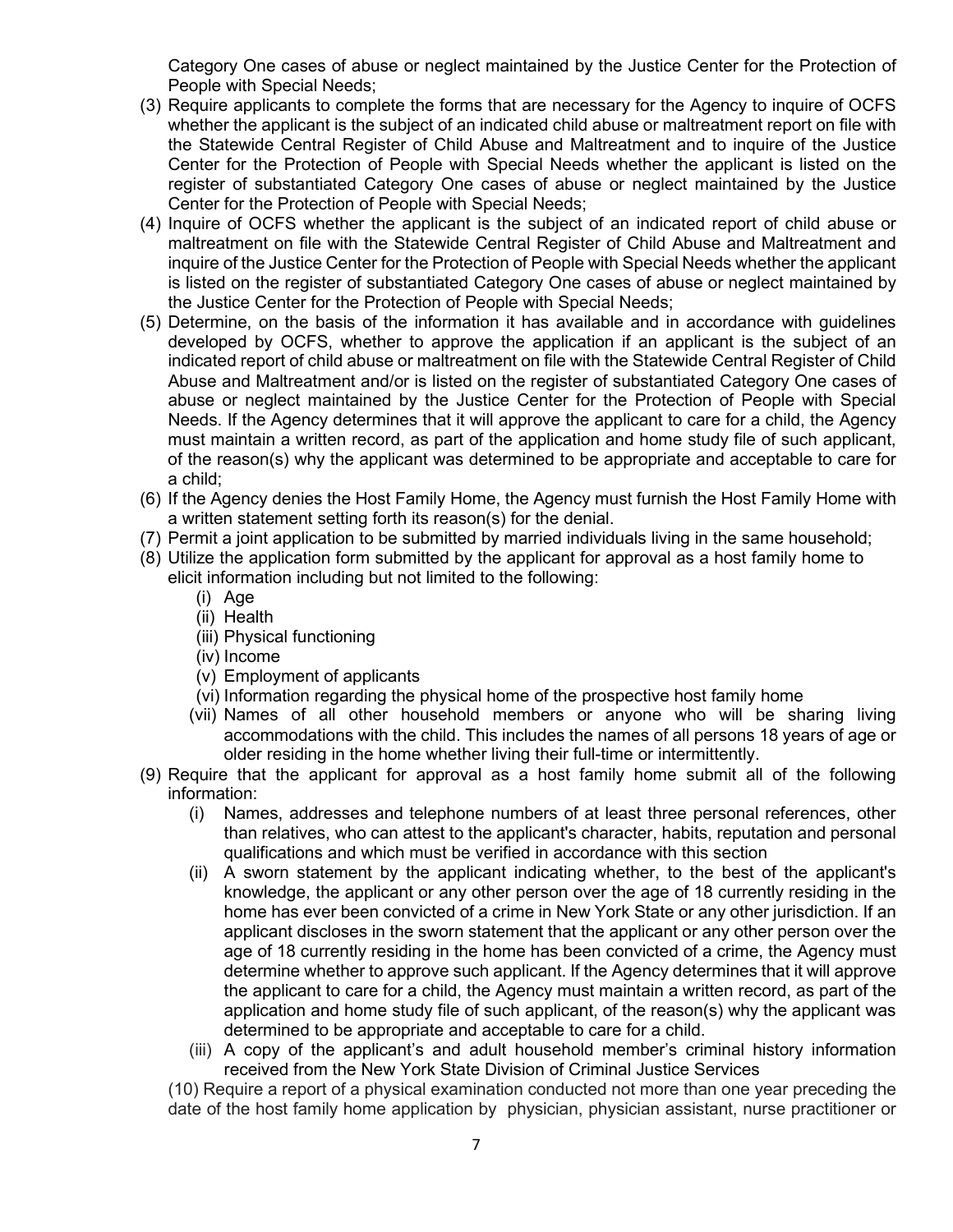Category One cases of abuse or neglect maintained by the Justice Center for the Protection of People with Special Needs;

(3) Require applicants to complete the forms that are necessary for the Agency to inquire of OCFS whether the applicant is the subject of an indicated child abuse or maltreatment report on file with the Statewide Central Register of Child Abuse and Maltreatment and to inquire of the Justice Center for the Protection of People with Special Needs whether the applicant is listed on the register of substantiated Category One cases of abuse or neglect maintained by the Justice Center for the Protection of People with Special Needs;

(4) Inquire of OCFS whether the applicant is the subject of an indicated report of child abuse or maltreatment on file with the Statewide Central Register of Child Abuse and Maltreatment and inquire of the Justice Center for the Protection of People with Special Needs whether the applicant is listed on the register of substantiated Category One cases of abuse or neglect maintained by the Justice Center for the Protection of People with Special Needs;

(5) Determine, on the basis of the information it has available and in accordance with guidelines developed by OCFS, whether to approve the application if an applicant is the subject of an indicated report of child abuse or maltreatment on file with the Statewide Central Register of Child Abuse and Maltreatment and/or is listed on the register of substantiated Category One cases of abuse or neglect maintained by the Justice Center for the Protection of People with Special Needs. If the Agency determines that it will approve the applicant to care for a child, the Agency must maintain a written record, as part of the application and home study file of such applicant, of the reason(s) why the applicant was determined to be appropriate and acceptable to care for a child;

(6) If the Agency denies the Host Family Home, the Agency must furnish the Host Family Home with a written statement setting forth its reason(s) for the denial.

(7) Permit a joint application to be submitted by married individuals living in the same household;

(8) Utilize the application form submitted by the applicant for approval as a host family home to elicit information including but not limited to the following:
   (i) Age
   (ii) Health
   (iii) Physical functioning
   (iv) Income
   (v) Employment of applicants
   (vi) Information regarding the physical home of the prospective host family home
   (vii) Names of all other household members or anyone who will be sharing living accommodations with the child. This includes the names of all persons 18 years of age or older residing in the home whether living their full-time or intermittently.

(9) Require that the applicant for approval as a host family home submit all of the following information:
   (i) Names, addresses and telephone numbers of at least three personal references, other than relatives, who can attest to the applicant's character, habits, reputation and personal qualifications and which must be verified in accordance with this section
   (ii) A sworn statement by the applicant indicating whether, to the best of the applicant's knowledge, the applicant or any other person over the age of 18 currently residing in the home has ever been convicted of a crime in New York State or any other jurisdiction. If an applicant discloses in the sworn statement that the applicant or any other person over the age of 18 currently residing in the home has been convicted of a crime, the Agency must determine whether to approve such applicant. If the Agency determines that it will approve the applicant to care for a child, the Agency must maintain a written record, as part of the application and home study file of such applicant, of the reason(s) why the applicant was determined to be appropriate and acceptable to care for a child.
   (iii) A copy of the applicant's and adult household member's criminal history information received from the New York State Division of Criminal Justice Services

(10) Require a report of a physical examination conducted not more than one year preceding the date of the host family home application by physician, physician assistant, nurse practitioner or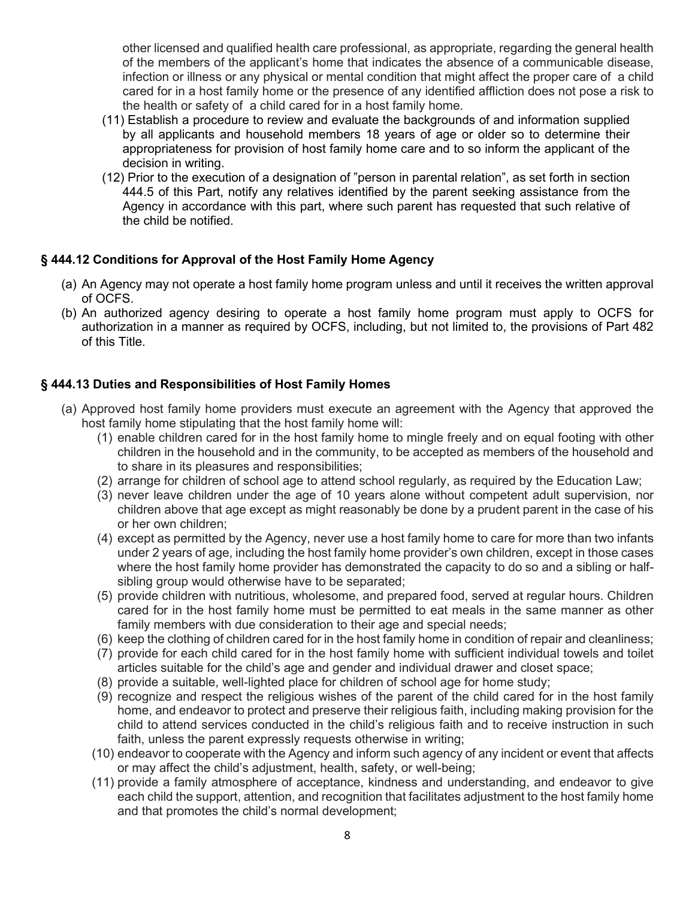other licensed and qualified health care professional, as appropriate, regarding the general health of the members of the applicant's home that indicates the absence of a communicable disease, infection or illness or any physical or mental condition that might affect the proper care of a child cared for in a host family home or the presence of any identified affliction does not pose a risk to the health or safety of a child cared for in a host family home.

(11) Establish a procedure to review and evaluate the backgrounds of and information supplied by all applicants and household members 18 years of age or older so to determine their appropriateness for provision of host family home care and to so inform the applicant of the decision in writing.

(12) Prior to the execution of a designation of "person in parental relation", as set forth in section 444.5 of this Part, notify any relatives identified by the parent seeking assistance from the Agency in accordance with this part, where such parent has requested that such relative of the child be notified.

### § 444.12 Conditions for Approval of the Host Family Home Agency

(a) An Agency may not operate a host family home program unless and until it receives the written approval of OCFS.

(b) An authorized agency desiring to operate a host family home program must apply to OCFS for authorization in a manner as required by OCFS, including, but not limited to, the provisions of Part 482 of this Title.

### § 444.13 Duties and Responsibilities of Host Family Homes

(a) Approved host family home providers must execute an agreement with the Agency that approved the host family home stipulating that the host family home will:

(1) enable children cared for in the host family home to mingle freely and on equal footing with other children in the household and in the community, to be accepted as members of the household and to share in its pleasures and responsibilities;

(2) arrange for children of school age to attend school regularly, as required by the Education Law;

(3) never leave children under the age of 10 years alone without competent adult supervision, nor children above that age except as might reasonably be done by a prudent parent in the case of his or her own children;

(4) except as permitted by the Agency, never use a host family home to care for more than two infants under 2 years of age, including the host family home provider's own children, except in those cases where the host family home provider has demonstrated the capacity to do so and a sibling or half-sibling group would otherwise have to be separated;

(5) provide children with nutritious, wholesome, and prepared food, served at regular hours. Children cared for in the host family home must be permitted to eat meals in the same manner as other family members with due consideration to their age and special needs;

(6) keep the clothing of children cared for in the host family home in condition of repair and cleanliness;

(7) provide for each child cared for in the host family home with sufficient individual towels and toilet articles suitable for the child's age and gender and individual drawer and closet space;

(8) provide a suitable, well-lighted place for children of school age for home study;

(9) recognize and respect the religious wishes of the parent of the child cared for in the host family home, and endeavor to protect and preserve their religious faith, including making provision for the child to attend services conducted in the child's religious faith and to receive instruction in such faith, unless the parent expressly requests otherwise in writing;

(10) endeavor to cooperate with the Agency and inform such agency of any incident or event that affects or may affect the child's adjustment, health, safety, or well-being;

(11) provide a family atmosphere of acceptance, kindness and understanding, and endeavor to give each child the support, attention, and recognition that facilitates adjustment to the host family home and that promotes the child's normal development;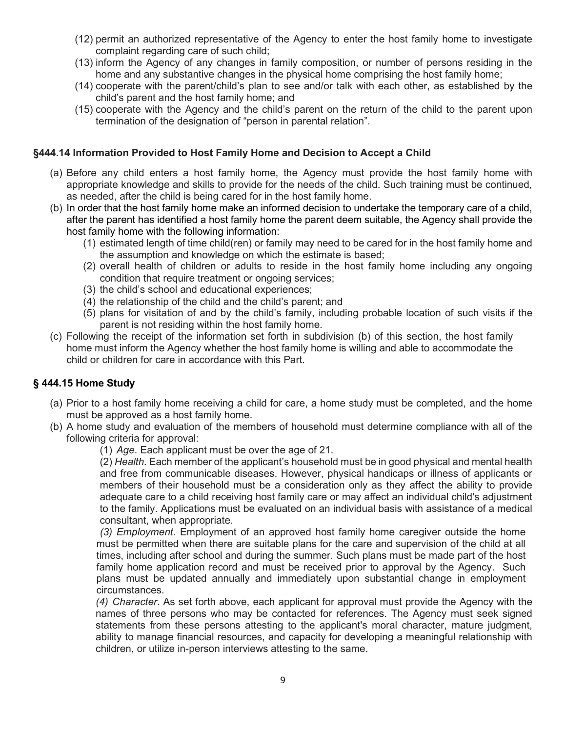(12) permit an authorized representative of the Agency to enter the host family home to investigate complaint regarding care of such child;

(13) inform the Agency of any changes in family composition, or number of persons residing in the home and any substantive changes in the physical home comprising the host family home;

(14) cooperate with the parent/child's plan to see and/or talk with each other, as established by the child's parent and the host family home; and

(15) cooperate with the Agency and the child's parent on the return of the child to the parent upon termination of the designation of "person in parental relation".

### §444.14 Information Provided to Host Family Home and Decision to Accept a Child

(a) Before any child enters a host family home, the Agency must provide the host family home with appropriate knowledge and skills to provide for the needs of the child. Such training must be continued, as needed, after the child is being cared for in the host family home.

(b) In order that the host family home make an informed decision to undertake the temporary care of a child, after the parent has identified a host family home the parent deem suitable, the Agency shall provide the host family home with the following information:

   (1) estimated length of time child(ren) or family may need to be cared for in the host family home and the assumption and knowledge on which the estimate is based;

   (2) overall health of children or adults to reside in the host family home including any ongoing condition that require treatment or ongoing services;

   (3) the child's school and educational experiences;

   (4) the relationship of the child and the child's parent; and

   (5) plans for visitation of and by the child's family, including probable location of such visits if the parent is not residing within the host family home.

(c) Following the receipt of the information set forth in subdivision (b) of this section, the host family home must inform the Agency whether the host family home is willing and able to accommodate the child or children for care in accordance with this Part.

### § 444.15 Home Study

(a) Prior to a host family home receiving a child for care, a home study must be completed, and the home must be approved as a host family home.

(b) A home study and evaluation of the members of household must determine compliance with all of the following criteria for approval:

   (1) *Age*. Each applicant must be over the age of 21.

   (2) *Health*. Each member of the applicant's household must be in good physical and mental health and free from communicable diseases. However, physical handicaps or illness of applicants or members of their household must be a consideration only as they affect the ability to provide adequate care to a child receiving host family care or may affect an individual child's adjustment to the family. Applications must be evaluated on an individual basis with assistance of a medical consultant, when appropriate.

   *(3) Employment.* Employment of an approved host family home caregiver outside the home must be permitted when there are suitable plans for the care and supervision of the child at all times, including after school and during the summer. Such plans must be made part of the host family home application record and must be received prior to approval by the Agency. Such plans must be updated annually and immediately upon substantial change in employment circumstances.

   *(4) Character*. As set forth above, each applicant for approval must provide the Agency with the names of three persons who may be contacted for references. The Agency must seek signed statements from these persons attesting to the applicant's moral character, mature judgment, ability to manage financial resources, and capacity for developing a meaningful relationship with children, or utilize in-person interviews attesting to the same.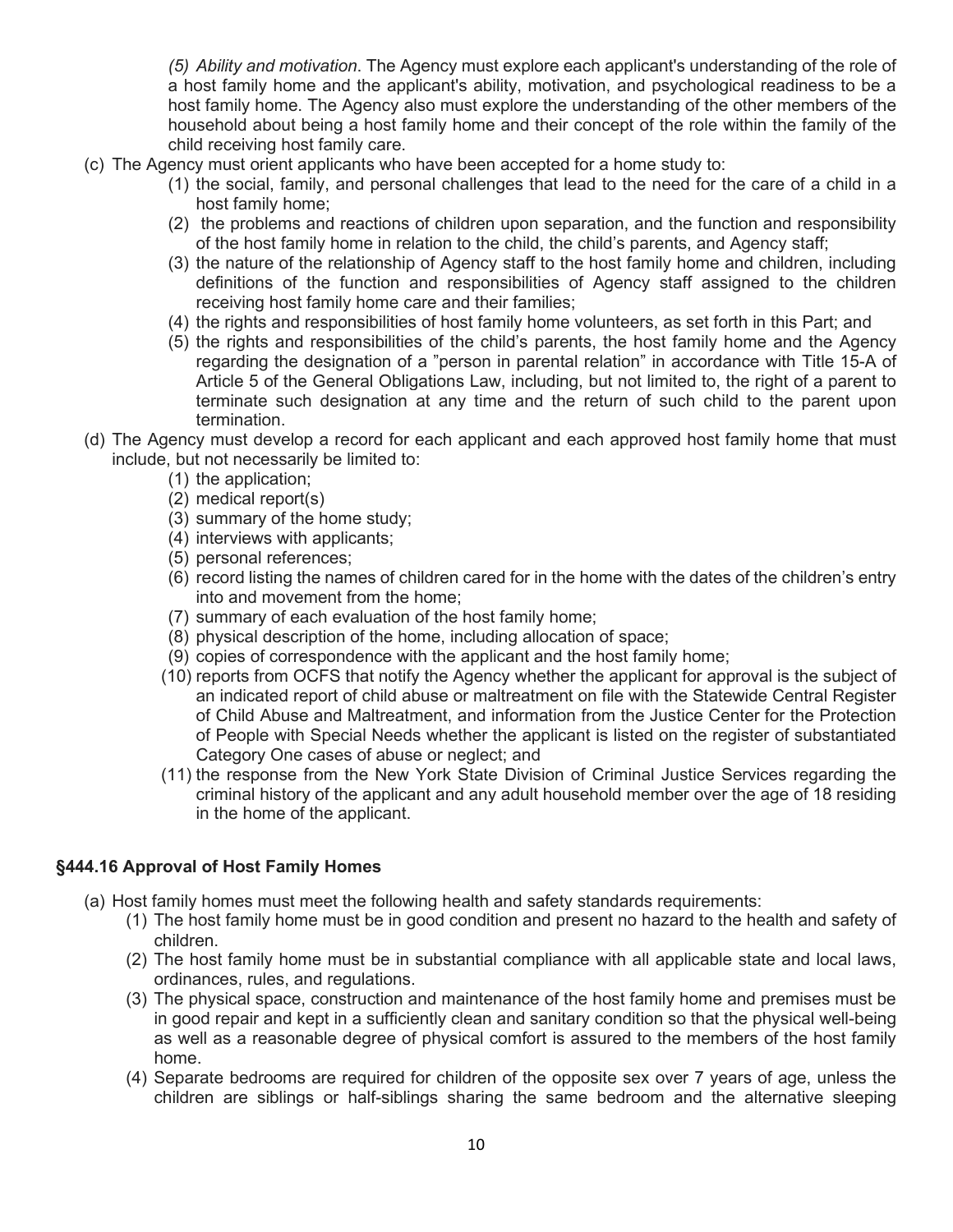*(5) Ability and motivation*. The Agency must explore each applicant's understanding of the role of a host family home and the applicant's ability, motivation, and psychological readiness to be a host family home. The Agency also must explore the understanding of the other members of the household about being a host family home and their concept of the role within the family of the child receiving host family care.

(c) The Agency must orient applicants who have been accepted for a home study to:

   (1) the social, family, and personal challenges that lead to the need for the care of a child in a host family home;

   (2) the problems and reactions of children upon separation, and the function and responsibility of the host family home in relation to the child, the child's parents, and Agency staff;

   (3) the nature of the relationship of Agency staff to the host family home and children, including definitions of the function and responsibilities of Agency staff assigned to the children receiving host family home care and their families;

   (4) the rights and responsibilities of host family home volunteers, as set forth in this Part; and

   (5) the rights and responsibilities of the child's parents, the host family home and the Agency regarding the designation of a "person in parental relation" in accordance with Title 15-A of Article 5 of the General Obligations Law, including, but not limited to, the right of a parent to terminate such designation at any time and the return of such child to the parent upon termination.

(d) The Agency must develop a record for each applicant and each approved host family home that must include, but not necessarily be limited to:

   (1) the application;

   (2) medical report(s)

   (3) summary of the home study;

   (4) interviews with applicants;

   (5) personal references;

   (6) record listing the names of children cared for in the home with the dates of the children's entry into and movement from the home;

   (7) summary of each evaluation of the host family home;

   (8) physical description of the home, including allocation of space;

   (9) copies of correspondence with the applicant and the host family home;

   (10) reports from OCFS that notify the Agency whether the applicant for approval is the subject of an indicated report of child abuse or maltreatment on file with the Statewide Central Register of Child Abuse and Maltreatment, and information from the Justice Center for the Protection of People with Special Needs whether the applicant is listed on the register of substantiated Category One cases of abuse or neglect; and

   (11) the response from the New York State Division of Criminal Justice Services regarding the criminal history of the applicant and any adult household member over the age of 18 residing in the home of the applicant.

### §444.16 Approval of Host Family Homes

(a) Host family homes must meet the following health and safety standards requirements:

   (1) The host family home must be in good condition and present no hazard to the health and safety of children.

   (2) The host family home must be in substantial compliance with all applicable state and local laws, ordinances, rules, and regulations.

   (3) The physical space, construction and maintenance of the host family home and premises must be in good repair and kept in a sufficiently clean and sanitary condition so that the physical well-being as well as a reasonable degree of physical comfort is assured to the members of the host family home.

   (4) Separate bedrooms are required for children of the opposite sex over 7 years of age, unless the children are siblings or half-siblings sharing the same bedroom and the alternative sleeping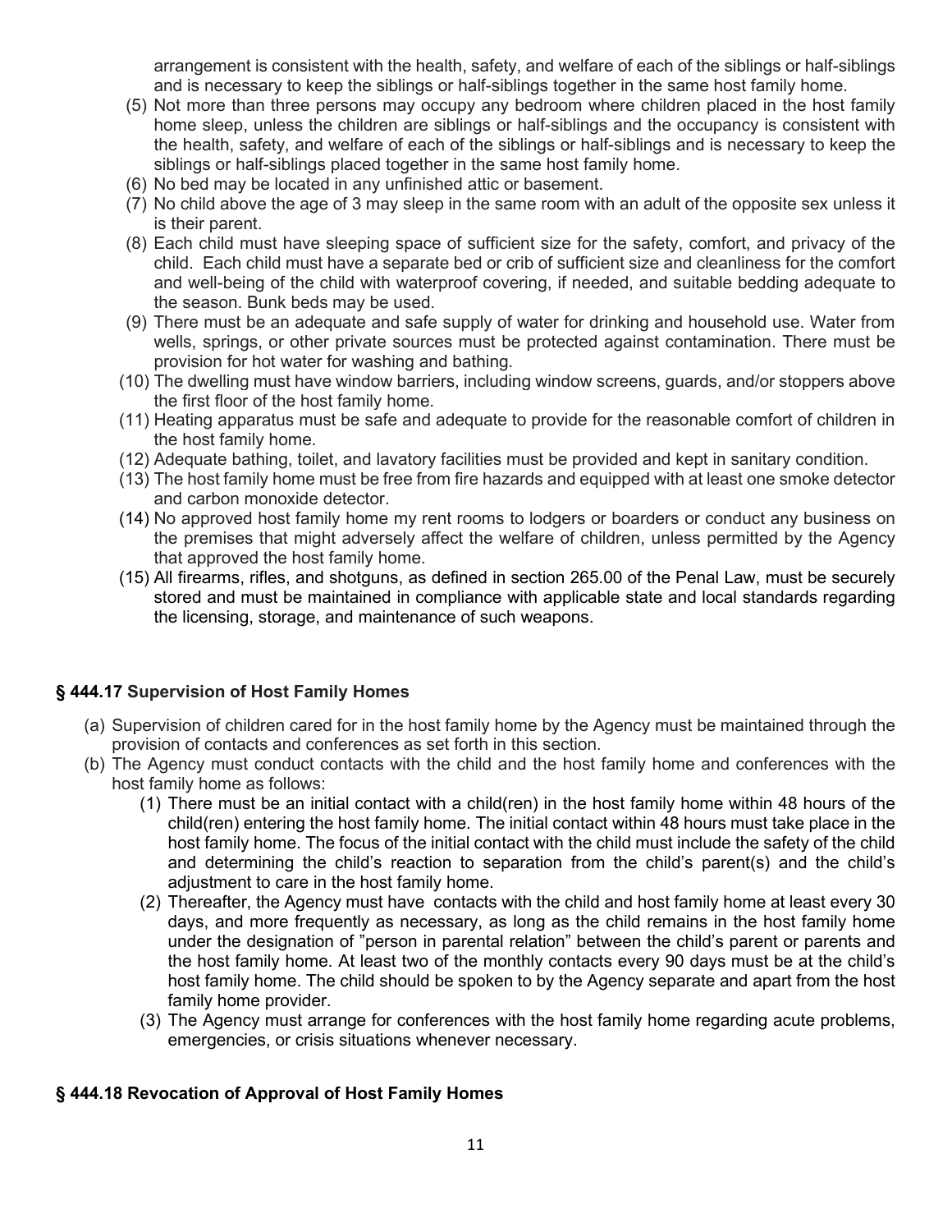arrangement is consistent with the health, safety, and welfare of each of the siblings or half-siblings and is necessary to keep the siblings or half-siblings together in the same host family home.

(5) Not more than three persons may occupy any bedroom where children placed in the host family home sleep, unless the children are siblings or half-siblings and the occupancy is consistent with the health, safety, and welfare of each of the siblings or half-siblings and is necessary to keep the siblings or half-siblings placed together in the same host family home.

(6) No bed may be located in any unfinished attic or basement.

(7) No child above the age of 3 may sleep in the same room with an adult of the opposite sex unless it is their parent.

(8) Each child must have sleeping space of sufficient size for the safety, comfort, and privacy of the child. Each child must have a separate bed or crib of sufficient size and cleanliness for the comfort and well-being of the child with waterproof covering, if needed, and suitable bedding adequate to the season. Bunk beds may be used.

(9) There must be an adequate and safe supply of water for drinking and household use. Water from wells, springs, or other private sources must be protected against contamination. There must be provision for hot water for washing and bathing.

(10) The dwelling must have window barriers, including window screens, guards, and/or stoppers above the first floor of the host family home.

(11) Heating apparatus must be safe and adequate to provide for the reasonable comfort of children in the host family home.

(12) Adequate bathing, toilet, and lavatory facilities must be provided and kept in sanitary condition.

(13) The host family home must be free from fire hazards and equipped with at least one smoke detector and carbon monoxide detector.

(14) No approved host family home my rent rooms to lodgers or boarders or conduct any business on the premises that might adversely affect the welfare of children, unless permitted by the Agency that approved the host family home.

(15) All firearms, rifles, and shotguns, as defined in section 265.00 of the Penal Law, must be securely stored and must be maintained in compliance with applicable state and local standards regarding the licensing, storage, and maintenance of such weapons.

## § 444.17 Supervision of Host Family Homes

(a) Supervision of children cared for in the host family home by the Agency must be maintained through the provision of contacts and conferences as set forth in this section.

(b) The Agency must conduct contacts with the child and the host family home and conferences with the host family home as follows:

(1) There must be an initial contact with a child(ren) in the host family home within 48 hours of the child(ren) entering the host family home. The initial contact within 48 hours must take place in the host family home. The focus of the initial contact with the child must include the safety of the child and determining the child's reaction to separation from the child's parent(s) and the child's adjustment to care in the host family home.

(2) Thereafter, the Agency must have contacts with the child and host family home at least every 30 days, and more frequently as necessary, as long as the child remains in the host family home under the designation of "person in parental relation" between the child's parent or parents and the host family home. At least two of the monthly contacts every 90 days must be at the child's host family home. The child should be spoken to by the Agency separate and apart from the host family home provider.

(3) The Agency must arrange for conferences with the host family home regarding acute problems, emergencies, or crisis situations whenever necessary.

## § 444.18 Revocation of Approval of Host Family Homes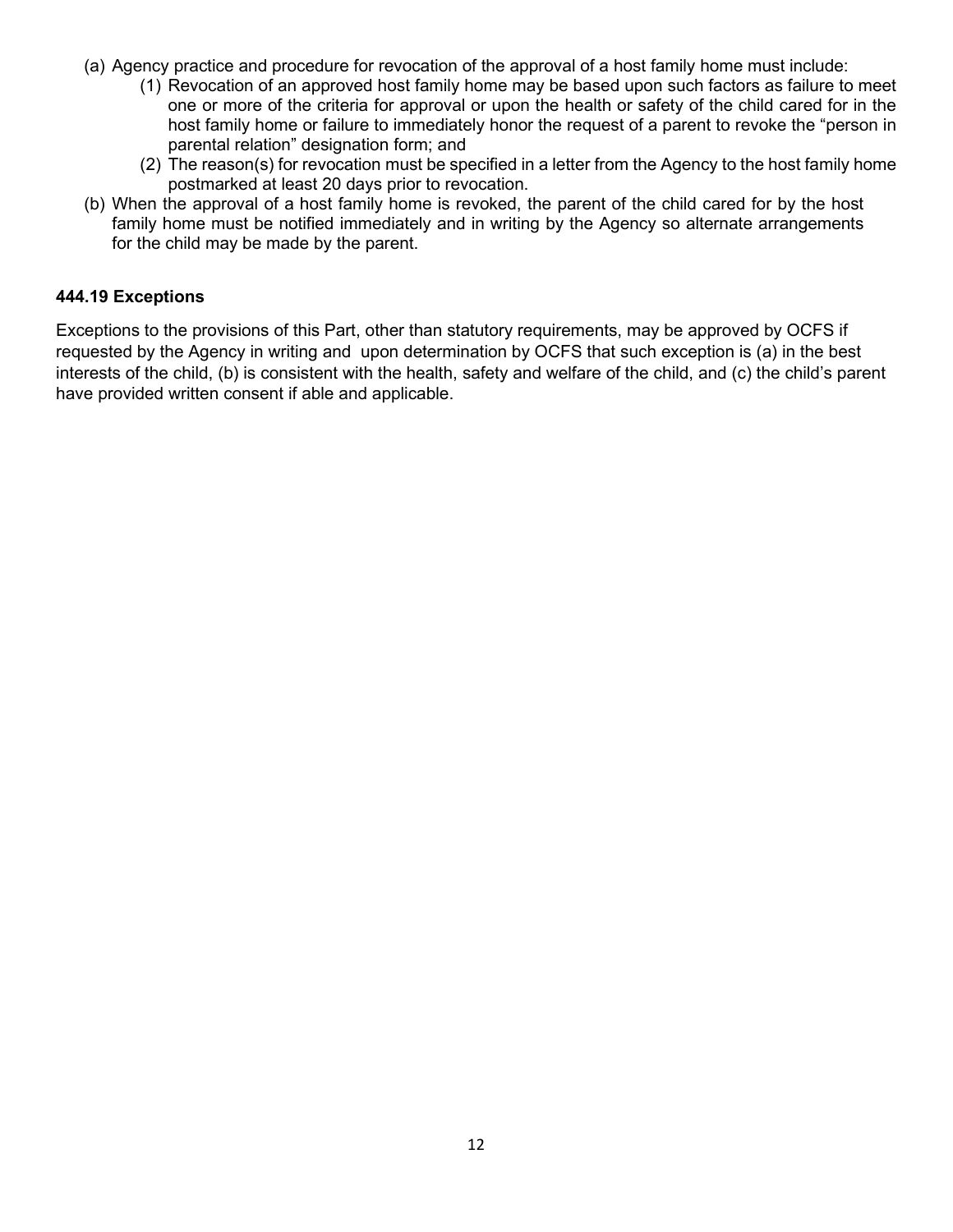(a) Agency practice and procedure for revocation of the approval of a host family home must include:
   (1) Revocation of an approved host family home may be based upon such factors as failure to meet one or more of the criteria for approval or upon the health or safety of the child cared for in the host family home or failure to immediately honor the request of a parent to revoke the "person in parental relation" designation form; and
   (2) The reason(s) for revocation must be specified in a letter from the Agency to the host family home postmarked at least 20 days prior to revocation.

(b) When the approval of a host family home is revoked, the parent of the child cared for by the host family home must be notified immediately and in writing by the Agency so alternate arrangements for the child may be made by the parent.

**444.19 Exceptions**

Exceptions to the provisions of this Part, other than statutory requirements, may be approved by OCFS if requested by the Agency in writing and upon determination by OCFS that such exception is (a) in the best interests of the child, (b) is consistent with the health, safety and welfare of the child, and (c) the child's parent have provided written consent if able and applicable.